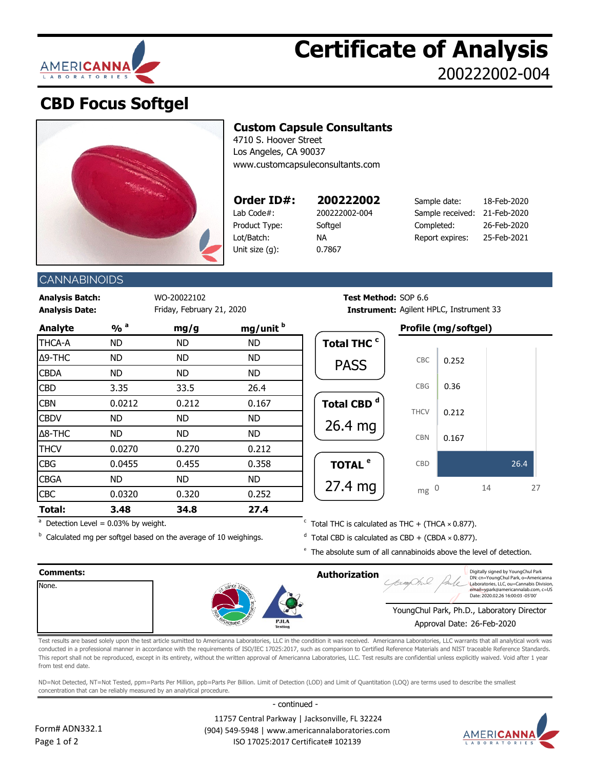# Certificate of Analysis

200222002-004

## CBD Focus Softgel

**Custom Capsule Consultants**
4710 S. Hoover Street
Los Angeles, CA 90037
www.customcapsuleconsultants.com

| **Order ID#:** | **200222002** | Sample date: | 18-Feb-2020 |
|---|---|---|---|
| Lab Code#: | 200222002-004 | Sample received: | 21-Feb-2020 |
| Product Type: | Softgel | Completed: | 26-Feb-2020 |
| Lot/Batch: | NA | Report expires: | 25-Feb-2021 |
| Unit size (g): | 0.7867 | | |

## CANNABINOIDS

**Analysis Batch:** WO-20022102
**Analysis Date:** Friday, February 21, 2020
**Test Method:** SOP 6.6
**Instrument:** Agilent HPLC, Instrument 33

| Analyte | % [a] | mg/g | mg/unit [b] |
|---|---|---|---|
| THCA-A | ND | ND | ND |
| Δ9-THC | ND | ND | ND |
| CBDA | ND | ND | ND |
| CBD | 3.35 | 33.5 | 26.4 |
| CBN | 0.0212 | 0.212 | 0.167 |
| CBDV | ND | ND | ND |
| Δ8-THC | ND | ND | ND |
| THCV | 0.0270 | 0.270 | 0.212 |
| CBG | 0.0455 | 0.455 | 0.358 |
| CBGA | ND | ND | ND |
| CBC | 0.0320 | 0.320 | 0.252 |
| **Total:** | **3.48** | **34.8** | **27.4** |

**Total THC [c]:** PASS

**Total CBD [d]:** 26.4 mg

**TOTAL [e]:** 27.4 mg

**Profile (mg/softgel)**

| Cannabinoid | mg |
|---|---|
| CBC | 0.252 |
| CBG | 0.36 |
| THCV | 0.212 |
| CBN | 0.167 |
| CBD | 26.4 |

[a] Detection Level = 0.03% by weight.

[b] Calculated mg per softgel based on the average of 10 weighings.

[c] Total THC is calculated as THC + (THCA × 0.877).

[d] Total CBD is calculated as CBD + (CBDA × 0.877).

[e] The absolute sum of all cannabinoids above the level of detection.

**Comments:**
None.

**Authorization**

Digitally signed by YoungChul Park
DN: cn=YoungChul Park, o=Americanna Laboratories, LLC, ou=Cannabis Division, email=ypark@americannalab.com, c=US
Date: 2020.02.26 16:00:03 -05'00'

YoungChul Park, Ph.D., Laboratory Director
Approval Date: 26-Feb-2020

Test results are based solely upon the test article sumitted to Americanna Laboratories, LLC in the condition it was received. Americanna Laboratories, LLC warrants that all analytical work was conducted in a professional manner in accordance with the requirements of ISO/IEC 17025:2017, such as comparison to Certified Reference Materials and NIST traceable Reference Standards. This report shall not be reproduced, except in its entirety, without the written approval of Americanna Laboratories, LLC. Test results are confidential unless explicitly waived. Void after 1 year from test end date.

ND=Not Detected, NT=Not Tested, ppm=Parts Per Million, ppb=Parts Per Billion. Limit of Detection (LOD) and Limit of Quantitation (LOQ) are terms used to describe the smallest concentration that can be reliably measured by an analytical procedure.

- continued -

Form# ADN332.1

11757 Central Parkway | Jacksonville, FL 32224
(904) 549-5948 | www.americannalaboratories.com
ISO 17025:2017 Certificate# 102139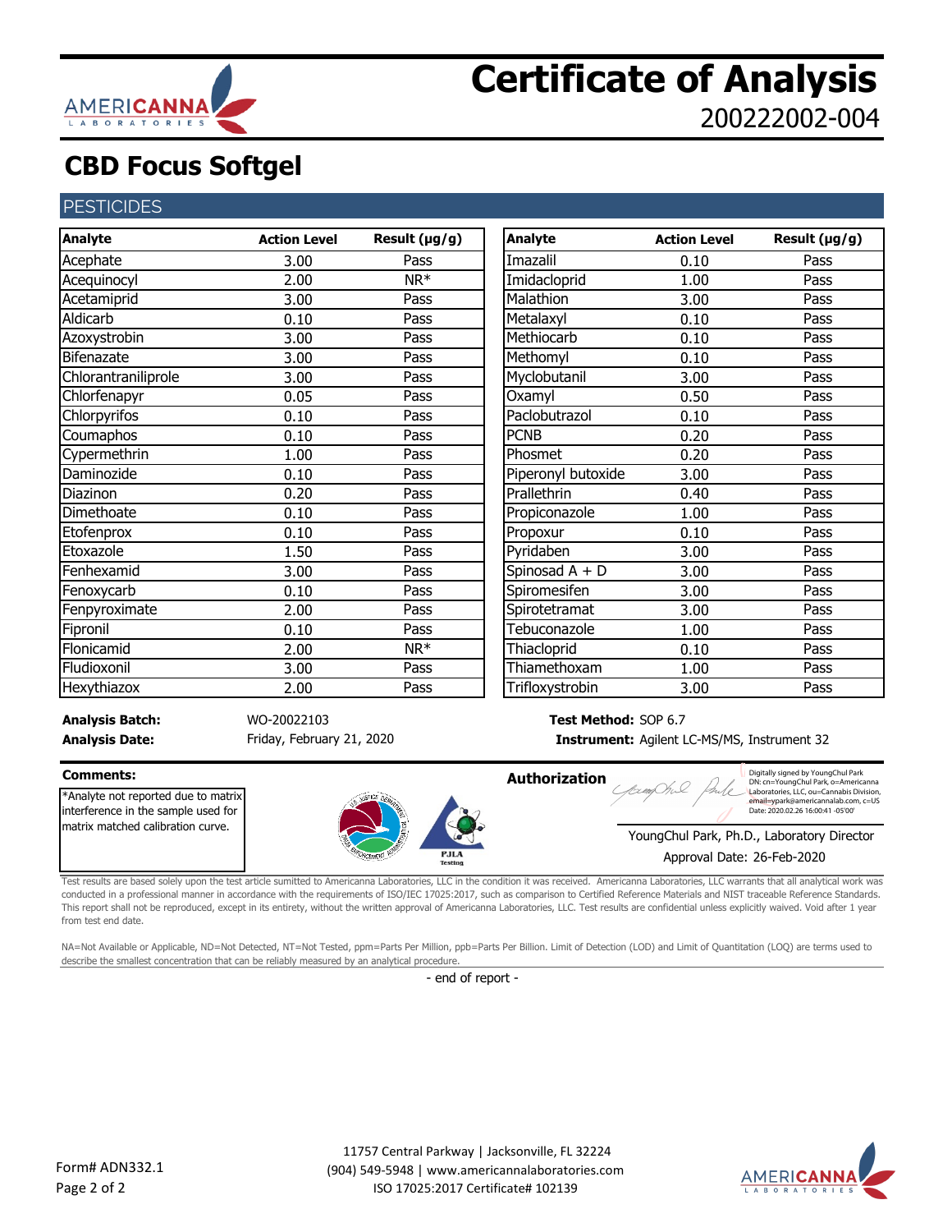# Certificate of Analysis

200222002-004

## CBD Focus Softgel

### PESTICIDES

| Analyte | Action Level | Result (µg/g) | Analyte | Action Level | Result (µg/g) |
|---|---|---|---|---|---|
| Acephate | 3.00 | Pass | Imazalil | 0.10 | Pass |
| Acequinocyl | 2.00 | NR* | Imidacloprid | 1.00 | Pass |
| Acetamiprid | 3.00 | Pass | Malathion | 3.00 | Pass |
| Aldicarb | 0.10 | Pass | Metalaxyl | 0.10 | Pass |
| Azoxystrobin | 3.00 | Pass | Methiocarb | 0.10 | Pass |
| Bifenazate | 3.00 | Pass | Methomyl | 0.10 | Pass |
| Chlorantraniliprole | 3.00 | Pass | Myclobutanil | 3.00 | Pass |
| Chlorfenapyr | 0.05 | Pass | Oxamyl | 0.50 | Pass |
| Chlorpyrifos | 0.10 | Pass | Paclobutrazol | 0.10 | Pass |
| Coumaphos | 0.10 | Pass | PCNB | 0.20 | Pass |
| Cypermethrin | 1.00 | Pass | Phosmet | 0.20 | Pass |
| Daminozide | 0.10 | Pass | Piperonyl butoxide | 3.00 | Pass |
| Diazinon | 0.20 | Pass | Prallethrin | 0.40 | Pass |
| Dimethoate | 0.10 | Pass | Propiconazole | 1.00 | Pass |
| Etofenprox | 0.10 | Pass | Propoxur | 0.10 | Pass |
| Etoxazole | 1.50 | Pass | Pyridaben | 3.00 | Pass |
| Fenhexamid | 3.00 | Pass | Spinosad A + D | 3.00 | Pass |
| Fenoxycarb | 0.10 | Pass | Spiromesifen | 3.00 | Pass |
| Fenpyroximate | 2.00 | Pass | Spirotetramat | 3.00 | Pass |
| Fipronil | 0.10 | Pass | Tebuconazole | 1.00 | Pass |
| Flonicamid | 2.00 | NR* | Thiacloprid | 0.10 | Pass |
| Fludioxonil | 3.00 | Pass | Thiamethoxam | 1.00 | Pass |
| Hexythiazox | 2.00 | Pass | Trifloxystrobin | 3.00 | Pass |

**Analysis Batch:** WO-20022103
**Analysis Date:** Friday, February 21, 2020

**Test Method:** SOP 6.7
**Instrument:** Agilent LC-MS/MS, Instrument 32

**Comments:**

*Analyte not reported due to matrix interference in the sample used for matrix matched calibration curve.

**Authorization**

Digitally signed by YoungChul Park
DN: cn=YoungChul Park, o=Americanna Laboratories, LLC, ou=Cannabis Division, email=ypark@americannalab.com, c=US
Date: 2020.02.26 16:00:41 -05'00'

YoungChul Park, Ph.D., Laboratory Director
Approval Date: 26-Feb-2020

Test results are based solely upon the test article sumitted to Americanna Laboratories, LLC in the condition it was received. Americanna Laboratories, LLC warrants that all analytical work was conducted in a professional manner in accordance with the requirements of ISO/IEC 17025:2017, such as comparison to Certified Reference Materials and NIST traceable Reference Standards. This report shall not be reproduced, except in its entirety, without the written approval of Americanna Laboratories, LLC. Test results are confidential unless explicitly waived. Void after 1 year from test end date.

NA=Not Available or Applicable, ND=Not Detected, NT=Not Tested, ppm=Parts Per Million, ppb=Parts Per Billion. Limit of Detection (LOD) and Limit of Quantitation (LOQ) are terms used to describe the smallest concentration that can be reliably measured by an analytical procedure.

- end of report -

Form# ADN332.1

11757 Central Parkway | Jacksonville, FL 32224
(904) 549-5948 | www.americannalaboratories.com
ISO 17025:2017 Certificate# 102139